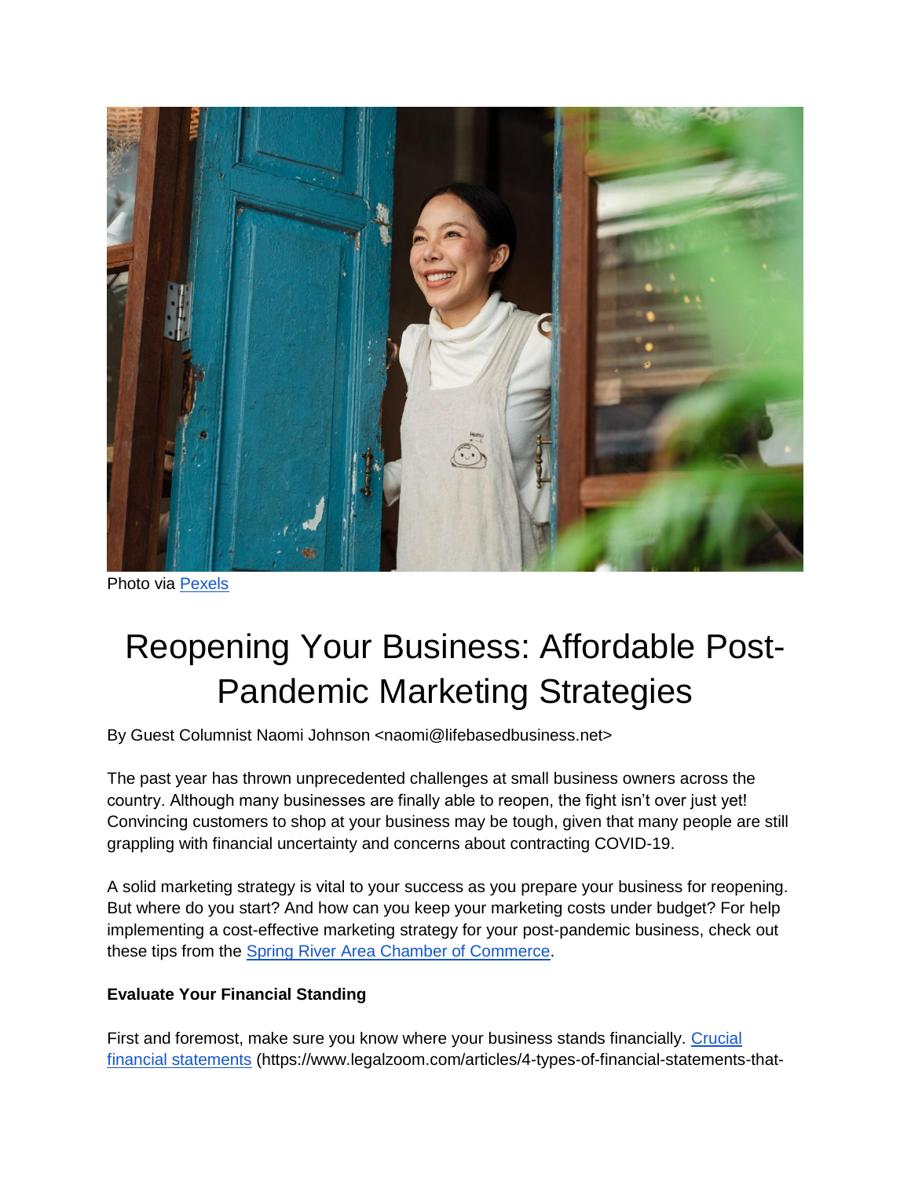Photo via [Pexels]

# Reopening Your Business: Affordable Post-Pandemic Marketing Strategies

By Guest Columnist Naomi Johnson <naomi@lifebasedbusiness.net>

The past year has thrown unprecedented challenges at small business owners across the country. Although many businesses are finally able to reopen, the fight isn't over just yet! Convincing customers to shop at your business may be tough, given that many people are still grappling with financial uncertainty and concerns about contracting COVID-19.

A solid marketing strategy is vital to your success as you prepare your business for reopening. But where do you start? And how can you keep your marketing costs under budget? For help implementing a cost-effective marketing strategy for your post-pandemic business, check out these tips from the Spring River Area Chamber of Commerce.

**Evaluate Your Financial Standing**

First and foremost, make sure you know where your business stands financially. Crucial financial statements (https://www.legalzoom.com/articles/4-types-of-financial-statements-that-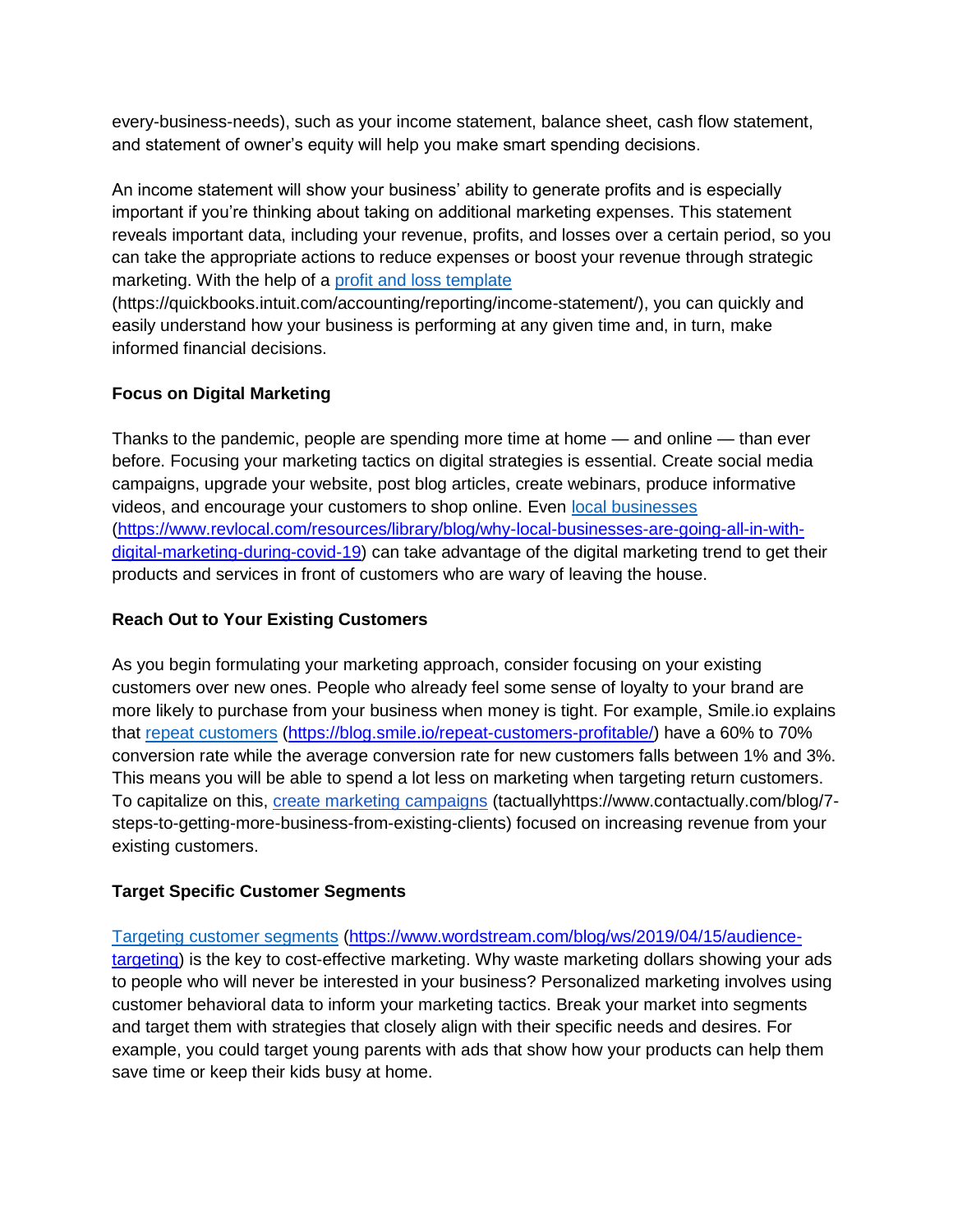every-business-needs), such as your income statement, balance sheet, cash flow statement, and statement of owner's equity will help you make smart spending decisions.

An income statement will show your business' ability to generate profits and is especially important if you're thinking about taking on additional marketing expenses. This statement reveals important data, including your revenue, profits, and losses over a certain period, so you can take the appropriate actions to reduce expenses or boost your revenue through strategic marketing. With the help of a [profit and loss template](https://quickbooks.intuit.com/accounting/reporting/income-statement/) (https://quickbooks.intuit.com/accounting/reporting/income-statement/), you can quickly and easily understand how your business is performing at any given time and, in turn, make informed financial decisions.

**Focus on Digital Marketing**

Thanks to the pandemic, people are spending more time at home — and online — than ever before. Focusing your marketing tactics on digital strategies is essential. Create social media campaigns, upgrade your website, post blog articles, create webinars, produce informative videos, and encourage your customers to shop online. Even [local businesses](https://www.revlocal.com/resources/library/blog/why-local-businesses-are-going-all-in-with-digital-marketing-during-covid-19) (https://www.revlocal.com/resources/library/blog/why-local-businesses-are-going-all-in-with-digital-marketing-during-covid-19) can take advantage of the digital marketing trend to get their products and services in front of customers who are wary of leaving the house.

**Reach Out to Your Existing Customers**

As you begin formulating your marketing approach, consider focusing on your existing customers over new ones. People who already feel some sense of loyalty to your brand are more likely to purchase from your business when money is tight. For example, Smile.io explains that [repeat customers](https://blog.smile.io/repeat-customers-profitable/) (https://blog.smile.io/repeat-customers-profitable/) have a 60% to 70% conversion rate while the average conversion rate for new customers falls between 1% and 3%. This means you will be able to spend a lot less on marketing when targeting return customers. To capitalize on this, [create marketing campaigns](https://www.contactually.com/blog/7-steps-to-getting-more-business-from-existing-clients) (tactuallyhttps://www.contactually.com/blog/7-steps-to-getting-more-business-from-existing-clients) focused on increasing revenue from your existing customers.

**Target Specific Customer Segments**

[Targeting customer segments](https://www.wordstream.com/blog/ws/2019/04/15/audience-targeting) (https://www.wordstream.com/blog/ws/2019/04/15/audience-targeting) is the key to cost-effective marketing. Why waste marketing dollars showing your ads to people who will never be interested in your business? Personalized marketing involves using customer behavioral data to inform your marketing tactics. Break your market into segments and target them with strategies that closely align with their specific needs and desires. For example, you could target young parents with ads that show how your products can help them save time or keep their kids busy at home.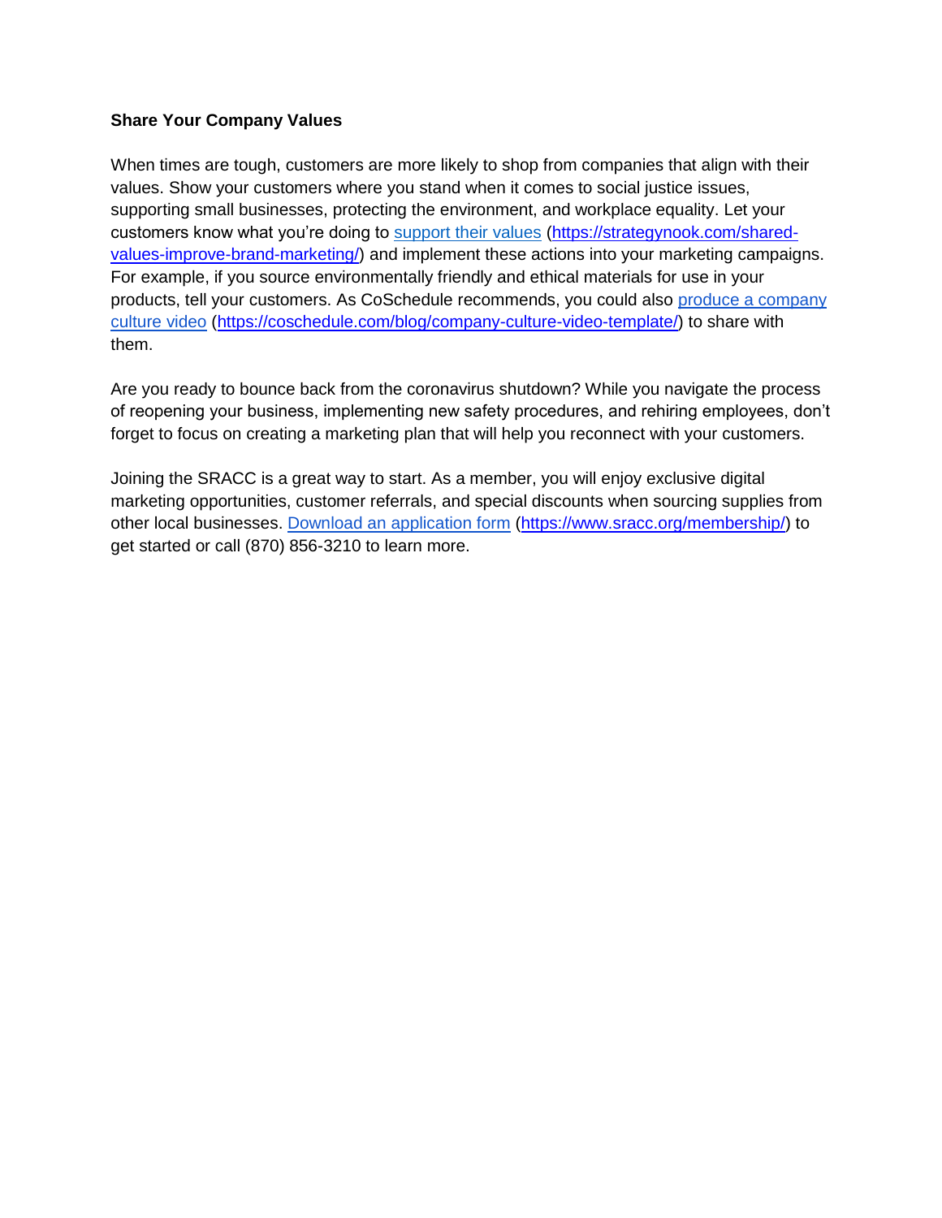**Share Your Company Values**

When times are tough, customers are more likely to shop from companies that align with their values. Show your customers where you stand when it comes to social justice issues, supporting small businesses, protecting the environment, and workplace equality. Let your customers know what you're doing to [support their values](https://strategynook.com/shared-values-improve-brand-marketing/) (https://strategynook.com/shared-values-improve-brand-marketing/) and implement these actions into your marketing campaigns. For example, if you source environmentally friendly and ethical materials for use in your products, tell your customers. As CoSchedule recommends, you could also [produce a company culture video](https://coschedule.com/blog/company-culture-video-template/) (https://coschedule.com/blog/company-culture-video-template/) to share with them.

Are you ready to bounce back from the coronavirus shutdown? While you navigate the process of reopening your business, implementing new safety procedures, and rehiring employees, don't forget to focus on creating a marketing plan that will help you reconnect with your customers.

Joining the SRACC is a great way to start. As a member, you will enjoy exclusive digital marketing opportunities, customer referrals, and special discounts when sourcing supplies from other local businesses. [Download an application form](https://www.sracc.org/membership/) (https://www.sracc.org/membership/) to get started or call (870) 856-3210 to learn more.